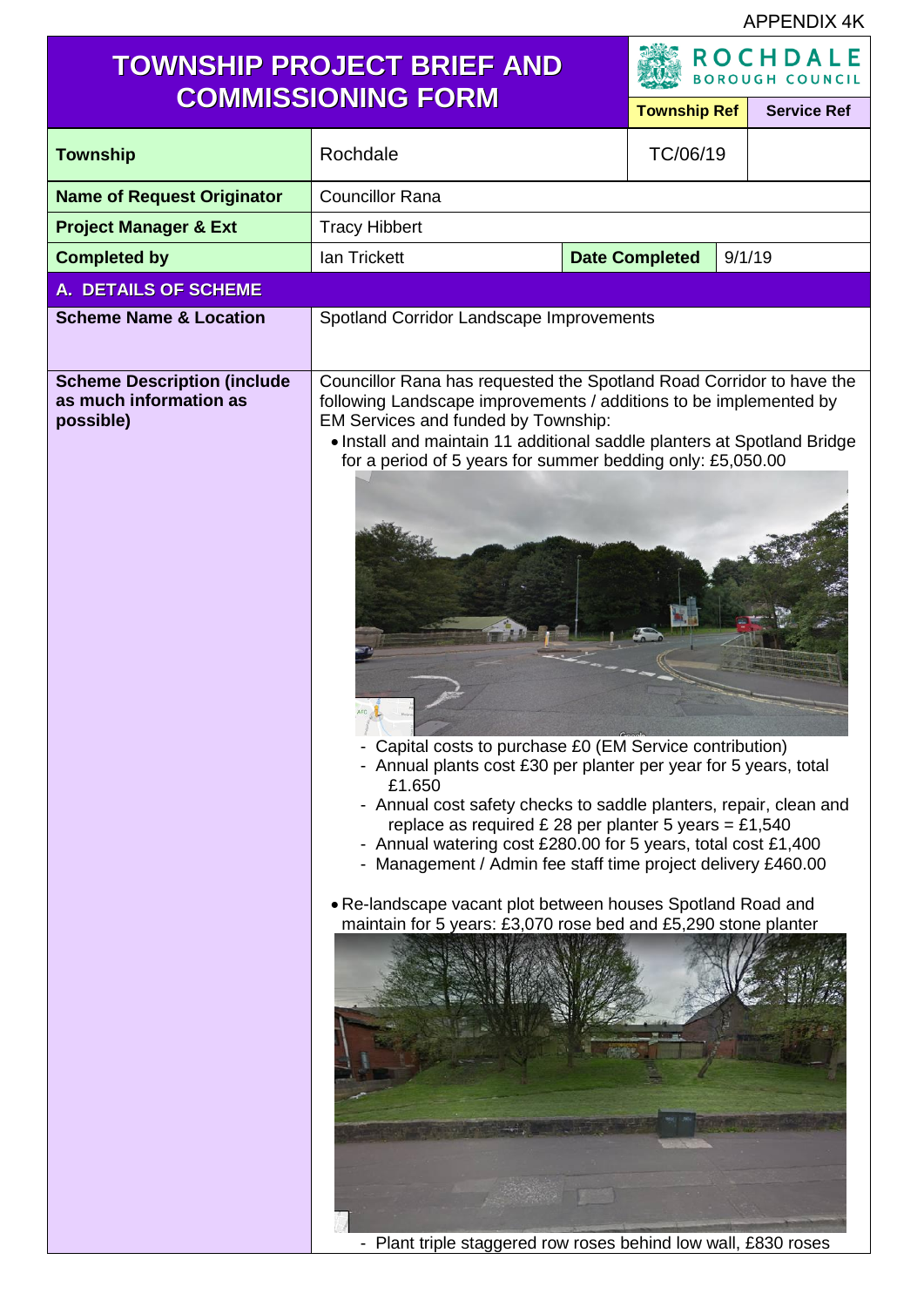APPENDIX 4K

# TOWNSHIP PROJECT BRIEF AND COMMISSIONING FORM

ROCHDALE BOROUGH COUNCIL

| | | Township Ref | Service Ref |
|---|---|---|---|
| **Township** | Rochdale | TC/06/19 | |
| **Name of Request Originator** | Councillor Rana | | |
| **Project Manager & Ext** | Tracy Hibbert | | |
| **Completed by** | Ian Trickett | **Date Completed** | 9/1/19 |

## A. DETAILS OF SCHEME

| | |
|---|---|
| **Scheme Name & Location** | Spotland Corridor Landscape Improvements |
| **Scheme Description (include as much information as possible)** | Councillor Rana has requested the Spotland Road Corridor to have the following Landscape improvements / additions to be implemented by EM Services and funded by Township:<br>• Install and maintain 11 additional saddle planters at Spotland Bridge for a period of 5 years for summer bedding only: £5,050.00<br>- Capital costs to purchase £0 (EM Service contribution)<br>- Annual plants cost £30 per planter per year for 5 years, total £1.650<br>- Annual cost safety checks to saddle planters, repair, clean and replace as required £ 28 per planter 5 years = £1,540<br>- Annual watering cost £280.00 for 5 years, total cost £1,400<br>- Management / Admin fee staff time project delivery £460.00<br><br>• Re-landscape vacant plot between houses Spotland Road and maintain for 5 years: £3,070 rose bed and £5,290 stone planter<br>- Plant triple staggered row roses behind low wall, £830 roses |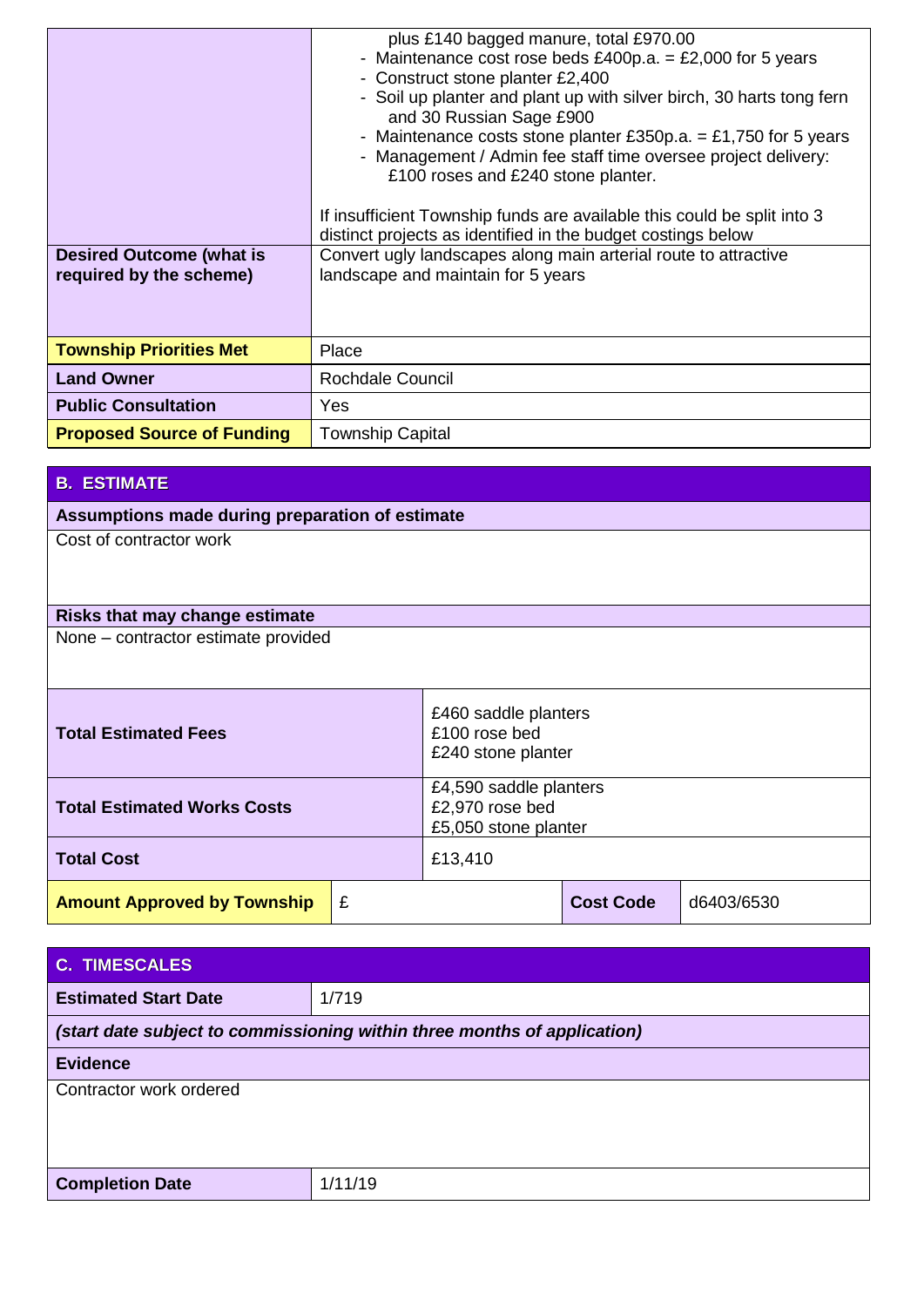| | |
|---|---|
| | plus £140 bagged manure, total £970.00<br>- Maintenance cost rose beds £400p.a. = £2,000 for 5 years<br>- Construct stone planter £2,400<br>- Soil up planter and plant up with silver birch, 30 harts tong fern and 30 Russian Sage £900<br>- Maintenance costs stone planter £350p.a. = £1,750 for 5 years<br>- Management / Admin fee staff time oversee project delivery: £100 roses and £240 stone planter.<br><br>If insufficient Township funds are available this could be split into 3 distinct projects as identified in the budget costings below |
| **Desired Outcome (what is required by the scheme)** | Convert ugly landscapes along main arterial route to attractive landscape and maintain for 5 years |
| **Township Priorities Met** | Place |
| **Land Owner** | Rochdale Council |
| **Public Consultation** | Yes |
| **Proposed Source of Funding** | Township Capital |

## B. ESTIMATE

**Assumptions made during preparation of estimate**

Cost of contractor work

**Risks that may change estimate**

None – contractor estimate provided

| | | | |
|---|---|---|---|
| **Total Estimated Fees** | £460 saddle planters<br>£100 rose bed<br>£240 stone planter | | |
| **Total Estimated Works Costs** | £4,590 saddle planters<br>£2,970 rose bed<br>£5,050 stone planter | | |
| **Total Cost** | £13,410 | | |
| **Amount Approved by Township** | £ | **Cost Code** | d6403/6530 |

## C. TIMESCALES

| | |
|---|---|
| **Estimated Start Date** | 1/719 |

*(start date subject to commissioning within three months of application)*

**Evidence**

Contractor work ordered

| | |
|---|---|
| **Completion Date** | 1/11/19 |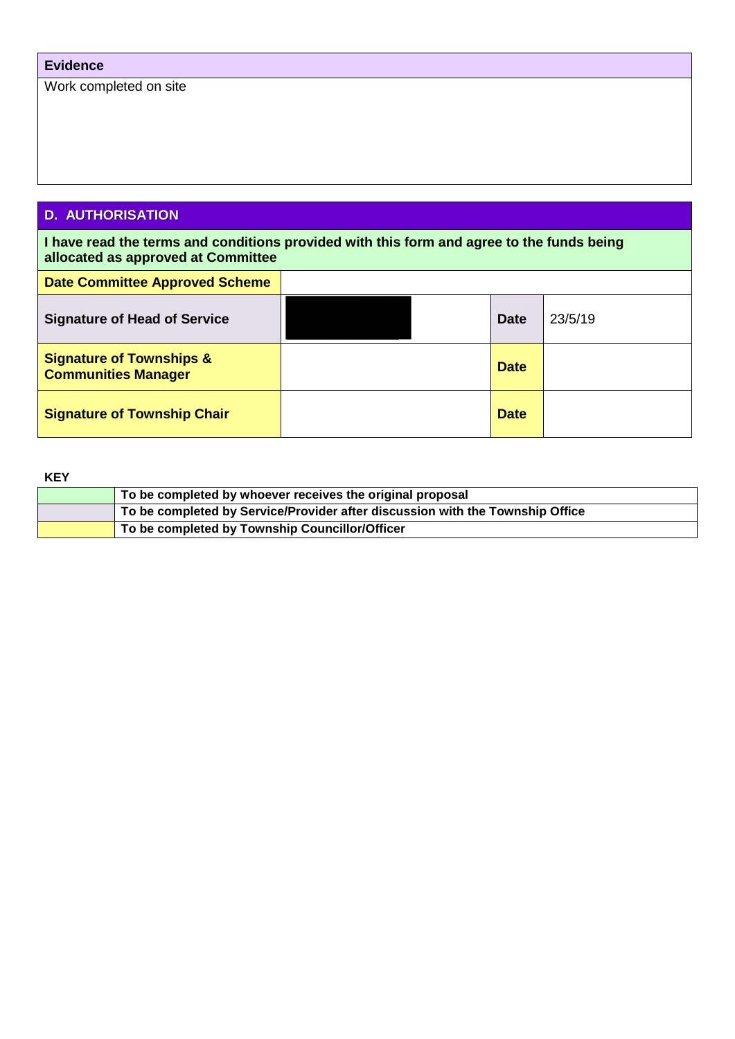| Evidence |
| --- |
| Work completed on site |

## D. AUTHORISATION

**I have read the terms and conditions provided with this form and agree to the funds being allocated as approved at Committee**

| | | | |
| --- | --- | --- | --- |
| **Date Committee Approved Scheme** | | | |
| **Signature of Head of Service** | | **Date** | 23/5/19 |
| **Signature of Townships & Communities Manager** | | **Date** | |
| **Signature of Township Chair** | | **Date** | |

**KEY**

| | |
| --- | --- |
| | **To be completed by whoever receives the original proposal** |
| | **To be completed by Service/Provider after discussion with the Township Office** |
| | **To be completed by Township Councillor/Officer** |